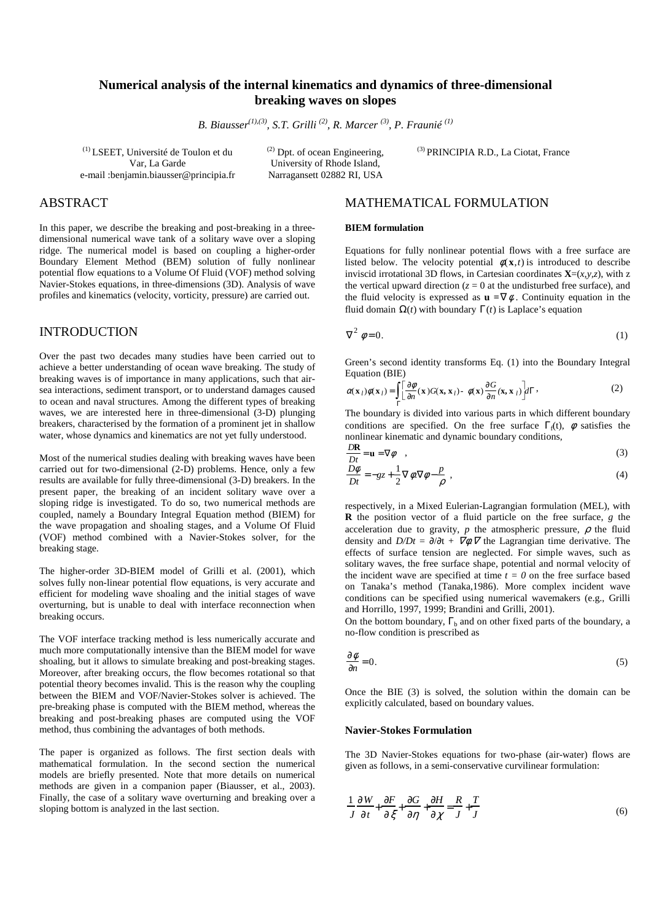# Numerical analysis of the internal kinematics and dynamics of three-dimensional breaking waves on slopes

*B. Biausser[(1),(3)], S.T. Grilli [(2)], R. Marcer [(3)], P. Fraunié [(1)]*

[(1)] LSEET, Université de Toulon et du Var, La Garde
e-mail :benjamin.biausser@principia.fr

[(2)] Dpt. of ocean Engineering, University of Rhode Island, Narragansett 02882 RI, USA

[(3)] PRINCIPIA R.D., La Ciotat, France

## ABSTRACT

In this paper, we describe the breaking and post-breaking in a three-dimensional numerical wave tank of a solitary wave over a sloping ridge. The numerical model is based on coupling a higher-order Boundary Element Method (BEM) solution of fully nonlinear potential flow equations to a Volume Of Fluid (VOF) method solving Navier-Stokes equations, in three-dimensions (3D). Analysis of wave profiles and kinematics (velocity, vorticity, pressure) are carried out.

## INTRODUCTION

Over the past two decades many studies have been carried out to achieve a better understanding of ocean wave breaking. The study of breaking waves is of importance in many applications, such that air-sea interactions, sediment transport, or to understand damages caused to ocean and naval structures. Among the different types of breaking waves, we are interested here in three-dimensional (3-D) plunging breakers, characterised by the formation of a prominent jet in shallow water, whose dynamics and kinematics are not yet fully understood.

Most of the numerical studies dealing with breaking waves have been carried out for two-dimensional (2-D) problems. Hence, only a few results are available for fully three-dimensional (3-D) breakers. In the present paper, the breaking of an incident solitary wave over a sloping ridge is investigated. To do so, two numerical methods are coupled, namely a Boundary Integral Equation method (BIEM) for the wave propagation and shoaling stages, and a Volume Of Fluid (VOF) method combined with a Navier-Stokes solver, for the breaking stage.

The higher-order 3D-BIEM model of Grilli et al. (2001), which solves fully non-linear potential flow equations, is very accurate and efficient for modeling wave shoaling and the initial stages of wave overturning, but is unable to deal with interface reconnection when breaking occurs.

The VOF interface tracking method is less numerically accurate and much more computationally intensive than the BIEM model for wave shoaling, but it allows to simulate breaking and post-breaking stages. Moreover, after breaking occurs, the flow becomes rotational so that potential theory becomes invalid. This is the reason why the coupling between the BIEM and VOF/Navier-Stokes solver is achieved. The pre-breaking phase is computed with the BIEM method, whereas the breaking and post-breaking phases are computed using the VOF method, thus combining the advantages of both methods.

The paper is organized as follows. The first section deals with mathematical formulation. In the second section the numerical models are briefly presented. Note that more details on numerical methods are given in a companion paper (Biausser, et al., 2003). Finally, the case of a solitary wave overturning and breaking over a sloping bottom is analyzed in the last section.

## MATHEMATICAL FORMULATION

### BIEM formulation

Equations for fully nonlinear potential flows with a free surface are listed below. The velocity potential $\phi(\mathbf{x},t)$ is introduced to describe inviscid irrotational 3D flows, in Cartesian coordinates $\mathbf{X}=(x,y,z)$, with z the vertical upward direction ($z = 0$ at the undisturbed free surface), and the fluid velocity is expressed as $\mathbf{u} = \nabla\phi$. Continuity equation in the fluid domain $\Omega(t)$ with boundary $\Gamma(t)$ is Laplace's equation

$$\nabla^2 \phi = 0. \tag{1}$$

Green's second identity transforms Eq. (1) into the Boundary Integral Equation (BIE)

$$\alpha(\mathbf{x}_l)\phi(\mathbf{x}_l) = \int_\Gamma \left[ \frac{\partial\phi}{\partial n}(\mathbf{x}) G(\mathbf{x},\mathbf{x}_l) - \phi(\mathbf{x}) \frac{\partial G}{\partial n}(\mathbf{x},\mathbf{x}_l) \right] d\Gamma, \tag{2}$$

The boundary is divided into various parts in which different boundary conditions are specified. On the free surface $\Gamma_f(t)$, $\phi$ satisfies the nonlinear kinematic and dynamic boundary conditions,

$$\frac{D\mathbf{R}}{Dt} = \mathbf{u} = \nabla\phi \quad , \tag{3}$$

$$\frac{D\phi}{Dt} = -gz + \frac{1}{2}\nabla\phi\nabla\phi - \frac{p}{\rho} \ , \tag{4}$$

respectively, in a Mixed Eulerian-Lagrangian formulation (MEL), with $\mathbf{R}$ the position vector of a fluid particle on the free surface, $g$ the acceleration due to gravity, $p$ the atmospheric pressure, $\rho$ the fluid density and $D/Dt = \partial/\partial t + \nabla\phi\nabla$ the Lagrangian time derivative. The effects of surface tension are neglected. For simple waves, such as solitary waves, the free surface shape, potential and normal velocity of the incident wave are specified at time $t = 0$ on the free surface based on Tanaka's method (Tanaka,1986). More complex incident wave conditions can be specified using numerical wavemakers (e.g., Grilli and Horrillo, 1997, 1999; Brandini and Grilli, 2001).

On the bottom boundary, $\Gamma_b$ and on other fixed parts of the boundary, a no-flow condition is prescribed as

$$\frac{\partial\phi}{\partial n} = 0. \tag{5}$$

Once the BIE (3) is solved, the solution within the domain can be explicitly calculated, based on boundary values.

### Navier-Stokes Formulation

The 3D Navier-Stokes equations for two-phase (air-water) flows are given as follows, in a semi-conservative curvilinear formulation:

$$\frac{1}{J}\frac{\partial W}{\partial t} + \frac{\partial F}{\partial \xi} + \frac{\partial G}{\partial \eta} + \frac{\partial H}{\partial \chi} = \frac{R}{J} + \frac{T}{J} \tag{6}$$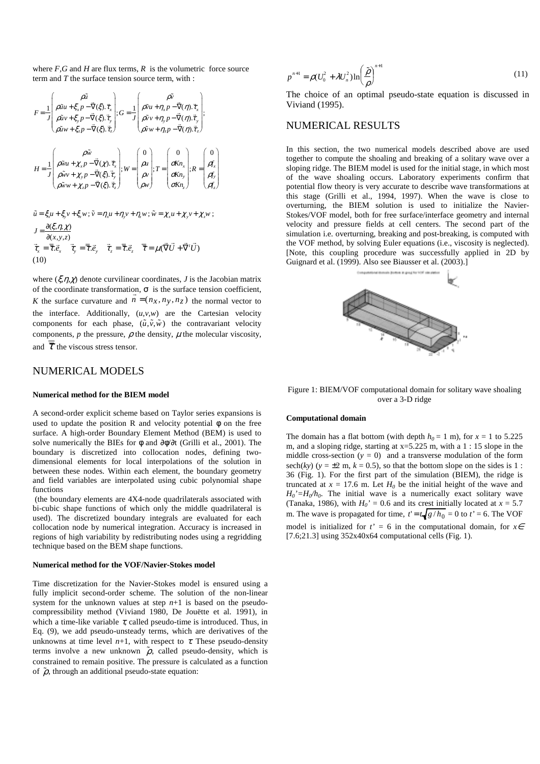where $F$,$G$ and $H$ are flux terms, $R$ is the volumetric force source term and $T$ the surface tension source term, with :

$$F=\frac{1}{J}\begin{pmatrix}\rho\tilde{u}\\ \rho\tilde{u}u+\xi_x p-\vec{\nabla}(\xi).\vec{\tau}_x\\ \rho\tilde{u}v+\xi_y p-\vec{\nabla}(\xi).\vec{\tau}_y\\ \rho\tilde{u}w+\xi_z p-\vec{\nabla}(\xi).\vec{\tau}_z\end{pmatrix};G=\frac{1}{J}\begin{pmatrix}\rho\tilde{v}\\ \rho\tilde{v}u+\eta_x p-\vec{\nabla}(\eta).\vec{\tau}_x\\ \rho\tilde{v}v+\eta_y p-\vec{\nabla}(\eta).\vec{\tau}_y\\ \rho\tilde{v}w+\eta_z p-\vec{\nabla}(\eta).\vec{\tau}_z\end{pmatrix};$$

$$H=\frac{1}{J}\begin{pmatrix}\rho\tilde{w}\\ \rho\tilde{w}u+\chi_x p-\vec{\nabla}(\chi).\vec{\tau}_x\\ \rho\tilde{w}v+\chi_y p-\vec{\nabla}(\xi).\vec{\tau}_y\\ \rho\tilde{w}w+\chi_z p-\vec{\nabla}(\xi).\vec{\tau}_z\end{pmatrix};W=\begin{pmatrix}0\\ \rho u\\ \rho v\\ \rho w\end{pmatrix};T=\begin{pmatrix}0\\ \sigma Kn_x\\ \sigma Kn_y\\ \sigma Kn_z\end{pmatrix};R=\begin{pmatrix}0\\ \rho f_x\\ \rho f_y\\ \rho f_z\end{pmatrix}$$

$$\tilde{u}=\xi_x u+\xi_y v+\xi_z w;\ \tilde{v}=\eta_x u+\eta_y v+\eta_z w;\ \tilde{w}=\chi_x u+\chi_y v+\chi_z w;$$

$$J=\frac{\partial(\xi,\eta,\chi)}{\partial(x,y,z)}$$

$$\vec{\tau}_x=\overline{\overline{\tau}}.\vec{e}_x\quad \vec{\tau}_y=\overline{\overline{\tau}}.\vec{e}_y\quad \vec{\tau}_z=\overline{\overline{\tau}}.\vec{e}_z\quad \overline{\overline{\tau}}=\mu(\vec{\nabla}\vec{U}+\vec{\nabla}^t\vec{U})$$

(10)

where $(\xi,\eta,\chi)$ denote curvilinear coordinates, $J$ is the Jacobian matrix of the coordinate transformation, $\sigma$ is the surface tension coefficient, $K$ the surface curvature and $\vec{n}=(n_X,n_y,n_z)$ the normal vector to the interface. Additionally, $(u,v,w)$ are the Cartesian velocity components for each phase, $(\tilde{u},\tilde{v},\tilde{w})$ the contravariant velocity components, $p$ the pressure, $\rho$ the density, $\mu$ the molecular viscosity, and $\overline{\overline{\tau}}$ the viscous stress tensor.

## NUMERICAL MODELS

### Numerical method for the BIEM model

A second-order explicit scheme based on Taylor series expansions is used to update the position R and velocity potential $\phi$ on the free surface. A high-order Boundary Element Method (BEM) is used to solve numerically the BIEs for $\phi$ and $\partial\phi/\partial t$ (Grilli et al., 2001). The boundary is discretized into collocation nodes, defining two-dimensional elements for local interpolations of the solution in between these nodes. Within each element, the boundary geometry and field variables are interpolated using cubic polynomial shape functions (the boundary elements are 4X4-node quadrilaterals associated with bi-cubic shape functions of which only the middle quadrilateral is used). The discretized boundary integrals are evaluated for each collocation node by numerical integration. Accuracy is increased in regions of high variability by redistributing nodes using a regridding technique based on the BEM shape functions.

### Numerical method for the VOF/Navier-Stokes model

Time discretization for the Navier-Stokes model is ensured using a fully implicit second-order scheme. The solution of the non-linear system for the unknown values at step $n$+1 is based on the pseudo-compressibility method (Viviand 1980, De Jouëtte et al. 1991), in which a time-like variable $\tau$, called pseudo-time is introduced. Thus, in Eq. (9), we add pseudo-unsteady terms, which are derivatives of the unknowns at time level $n$+1, with respect to $\tau$. These pseudo-density terms involve a new unknown $\tilde{\rho}$, called pseudo-density, which is constrained to remain positive. The pressure is calculated as a function of $\tilde{\rho}$, through an additional pseudo-state equation:

$$p^{n+1}=\rho(U_0^2+\lambda U_n^2)\ln\left(\frac{\tilde{\rho}}{\rho}\right)^{n+1} \tag{11}$$

The choice of an optimal pseudo-state equation is discussed in Viviand (1995).

## NUMERICAL RESULTS

In this section, the two numerical models described above are used together to compute the shoaling and breaking of a solitary wave over a sloping ridge. The BIEM model is used for the initial stage, in which most of the wave shoaling occurs. Laboratory experiments confirm that potential flow theory is very accurate to describe wave transformations at this stage (Grilli et al., 1994, 1997). When the wave is close to overturning, the BIEM solution is used to initialize the Navier-Stokes/VOF model, both for free surface/interface geometry and internal velocity and pressure fields at cell centers. The second part of the simulation i.e. overturning, breaking and post-breaking, is computed with the VOF method, by solving Euler equations (i.e., viscosity is neglected). [Note, this coupling procedure was successfully applied in 2D by Guignard et al. (1999). Also see Biausser et al. (2003).]

Figure 1: BIEM/VOF computational domain for solitary wave shoaling over a 3-D ridge

### Computational domain

The domain has a flat bottom (with depth $h_0$ = 1 m), for $x$ = 1 to 5.225 m, and a sloping ridge, starting at x=5.225 m, with a 1 : 15 slope in the middle cross-section ($y$ = 0) and a transverse modulation of the form sech($ky$) ($y$ = ±2 m, $k$ = 0.5), so that the bottom slope on the sides is 1 : 36 (Fig. 1). For the first part of the simulation (BIEM), the ridge is truncated at $x$ = 17.6 m. Let $H_0$ be the initial height of the wave and $H_0'=H_0/h_0$. The initial wave is a numerically exact solitary wave (Tanaka, 1986), with $H_0'$ = 0.6 and its crest initially located at $x$ = 5.7 m. The wave is propagated for time, $t'=t\sqrt{g/h_0}$ = 0 to $t'$ = 6. The VOF model is initialized for $t'$ = 6 in the computational domain, for $x\in$ [7.6;21.3] using 352x40x64 computational cells (Fig. 1).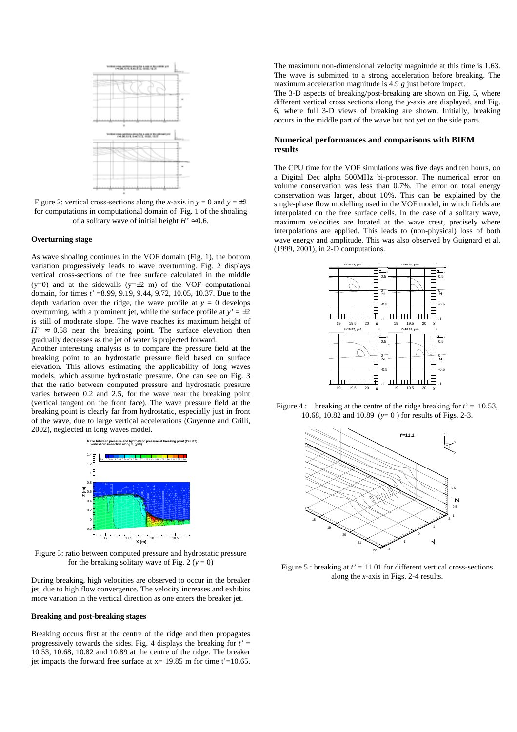Figure 2: vertical cross-sections along the $x$-axis in $y = 0$ and $y = \pm 2$ for computations in computational domain of Fig. 1 of the shoaling of a solitary wave of initial height $H' \approx 0.6$.

### Overturning stage

As wave shoaling continues in the VOF domain (Fig. 1), the bottom variation progressively leads to wave overturning. Fig. 2 displays vertical cross-sections of the free surface calculated in the middle (y=0) and at the sidewalls (y=±2 m) of the VOF computational domain, for times $t'$ =8.99, 9.19, 9.44, 9.72, 10.05, 10.37. Due to the depth variation over the ridge, the wave profile at $y = 0$ develops overturning, with a prominent jet, while the surface profile at $y' = \pm 2$ is still of moderate slope. The wave reaches its maximum height of $H' \approx 0.58$ near the breaking point. The surface elevation then gradually decreases as the jet of water is projected forward.

Another interesting analysis is to compare the pressure field at the breaking point to an hydrostatic pressure field based on surface elevation. This allows estimating the applicability of long waves models, which assume hydrostatic pressure. One can see on Fig. 3 that the ratio between computed pressure and hydrostatic pressure varies between 0.2 and 2.5, for the wave near the breaking point (vertical tangent on the front face). The wave pressure field at the breaking point is clearly far from hydrostatic, especially just in front of the wave, due to large vertical accelerations (Guyenne and Grilli, 2002), neglected in long waves model.

Figure 3: ratio between computed pressure and hydrostatic pressure for the breaking solitary wave of Fig. 2 ($y = 0$)

During breaking, high velocities are observed to occur in the breaker jet, due to high flow convergence. The velocity increases and exhibits more variation in the vertical direction as one enters the breaker jet.

### Breaking and post-breaking stages

Breaking occurs first at the centre of the ridge and then propagates progressively towards the sides. Fig. 4 displays the breaking for $t'$ = 10.53, 10.68, 10.82 and 10.89 at the centre of the ridge. The breaker jet impacts the forward free surface at x= 19.85 m for time t'=10.65.

The maximum non-dimensional velocity magnitude at this time is 1.63. The wave is submitted to a strong acceleration before breaking. The maximum acceleration magnitude is 4.9 $g$ just before impact.

The 3-D aspects of breaking/post-breaking are shown on Fig. 5, where different vertical cross sections along the $y$-axis are displayed, and Fig. 6, where full 3-D views of breaking are shown. Initially, breaking occurs in the middle part of the wave but not yet on the side parts.

## Numerical performances and comparisons with BIEM results

The CPU time for the VOF simulations was five days and ten hours, on a Digital Dec alpha 500MHz bi-processor. The numerical error on volume conservation was less than 0.7%. The error on total energy conservation was larger, about 10%. This can be explained by the single-phase flow modelling used in the VOF model, in which fields are interpolated on the free surface cells. In the case of a solitary wave, maximum velocities are located at the wave crest, precisely where interpolations are applied. This leads to (non-physical) loss of both wave energy and amplitude. This was also observed by Guignard et al. (1999, 2001), in 2-D computations.

Figure 4 : breaking at the centre of the ridge breaking for $t'$ = 10.53, 10.68, 10.82 and 10.89 ($y$= 0 ) for results of Figs. 2-3.

Figure 5 : breaking at $t'$ = 11.01 for different vertical cross-sections along the $x$-axis in Figs. 2-4 results.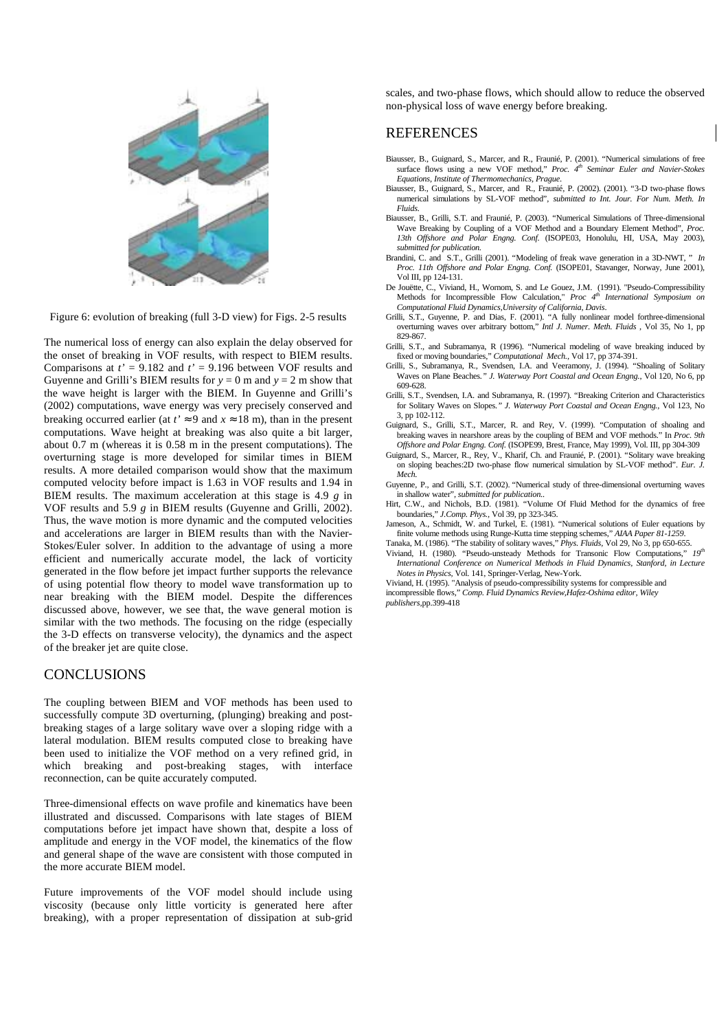Figure 6: evolution of breaking (full 3-D view) for Figs. 2-5 results

The numerical loss of energy can also explain the delay observed for the onset of breaking in VOF results, with respect to BIEM results. Comparisons at $t' = 9.182$ and $t' = 9.196$ between VOF results and Guyenne and Grilli's BIEM results for $y = 0$ m and $y = 2$ m show that the wave height is larger with the BIEM. In Guyenne and Grilli's (2002) computations, wave energy was very precisely conserved and breaking occurred earlier (at $t' \approx 9$ and $x \approx 18$ m), than in the present computations. Wave height at breaking was also quite a bit larger, about 0.7 m (whereas it is 0.58 m in the present computations). The overturning stage is more developed for similar times in BIEM results. A more detailed comparison would show that the maximum computed velocity before impact is 1.63 in VOF results and 1.94 in BIEM results. The maximum acceleration at this stage is 4.9 $g$ in VOF results and 5.9 $g$ in BIEM results (Guyenne and Grilli, 2002). Thus, the wave motion is more dynamic and the computed velocities and accelerations are larger in BIEM results than with the Navier-Stokes/Euler solver. In addition to the advantage of using a more efficient and numerically accurate model, the lack of vorticity generated in the flow before jet impact further supports the relevance of using potential flow theory to model wave transformation up to near breaking with the BIEM model. Despite the differences discussed above, however, we see that, the wave general motion is similar with the two methods. The focusing on the ridge (especially the 3-D effects on transverse velocity), the dynamics and the aspect of the breaker jet are quite close.

## CONCLUSIONS

The coupling between BIEM and VOF methods has been used to successfully compute 3D overturning, (plunging) breaking and post-breaking stages of a large solitary wave over a sloping ridge with a lateral modulation. BIEM results computed close to breaking have been used to initialize the VOF method on a very refined grid, in which breaking and post-breaking stages, with interface reconnection, can be quite accurately computed.

Three-dimensional effects on wave profile and kinematics have been illustrated and discussed. Comparisons with late stages of BIEM computations before jet impact have shown that, despite a loss of amplitude and energy in the VOF model, the kinematics of the flow and general shape of the wave are consistent with those computed in the more accurate BIEM model.

Future improvements of the VOF model should include using viscosity (because only little vorticity is generated here after breaking), with a proper representation of dissipation at sub-grid scales, and two-phase flows, which should allow to reduce the observed non-physical loss of wave energy before breaking.

## REFERENCES

Biausser, B., Guignard, S., Marcer, and R., Fraunié, P. (2001). "Numerical simulations of free surface flows using a new VOF method," *Proc. 4th Seminar Euler and Navier-Stokes Equations, Institute of Thermomechanics, Prague.*

Biausser, B., Guignard, S., Marcer, and R., Fraunié, P. (2002). (2001). "3-D two-phase flows numerical simulations by SL-VOF method", *submitted to Int. Jour. For Num. Meth. In Fluids.*

Biausser, B., Grilli, S.T. and Fraunié, P. (2003). "Numerical Simulations of Three-dimensional Wave Breaking by Coupling of a VOF Method and a Boundary Element Method", *Proc. 13th Offshore and Polar Engng. Conf.* (ISOPE03, Honolulu, HI, USA, May 2003), *submitted for publication.*

Brandini, C. and S.T., Grilli (2001). "Modeling of freak wave generation in a 3D-NWT, " *In Proc. 11th Offshore and Polar Engng. Conf.* (ISOPE01, Stavanger, Norway, June 2001), Vol III, pp 124-131.

De Jouëtte, C., Viviand, H., Wornom, S. and Le Gouez, J.M. (1991). "Pseudo-Compressibility Methods for Incompressible Flow Calculation," *Proc 4th International Symposium on Computational Fluid Dynamics,University of California, Davis.*

Grilli, S.T., Guyenne, P. and Dias, F. (2001). "A fully nonlinear model forthree-dimensional overturning waves over arbitrary bottom," *Intl J. Numer. Meth. Fluids* , Vol 35, No 1, pp 829-867.

Grilli, S.T., and Subramanya, R (1996). "Numerical modeling of wave breaking induced by fixed or moving boundaries," *Computational Mech.*, Vol 17, pp 374-391.

Grilli, S., Subramanya, R., Svendsen, I.A. and Veeramony, J. (1994). "Shoaling of Solitary Waves on Plane Beaches*." J. Waterway Port Coastal and Ocean Engng.*, Vol 120, No 6, pp 609-628.

Grilli, S.T., Svendsen, I.A. and Subramanya, R. (1997). "Breaking Criterion and Characteristics for Solitary Waves on Slopes*." J. Waterway Port Coastal and Ocean Engng.*, Vol 123, No 3, pp 102-112.

Guignard, S., Grilli, S.T., Marcer, R. and Rey, V. (1999). "Computation of shoaling and breaking waves in nearshore areas by the coupling of BEM and VOF methods." In *Proc. 9th Offshore and Polar Engng. Conf.* (ISOPE99, Brest, France, May 1999), Vol. III, pp 304-309

Guignard, S., Marcer, R., Rey, V., Kharif, Ch. and Fraunié, P. (2001). "Solitary wave breaking on sloping beaches:2D two-phase flow numerical simulation by SL-VOF method". *Eur. J. Mech.*

Guyenne, P., and Grilli, S.T. (2002). "Numerical study of three-dimensional overturning waves in shallow water", *submitted for publication.*.

Hirt, C.W., and Nichols, B.D. (1981). "Volume Of Fluid Method for the dynamics of free boundaries," *J.Comp. Phys.*, Vol 39, pp 323-345.

Jameson, A., Schmidt, W. and Turkel, E. (1981). "Numerical solutions of Euler equations by finite volume methods using Runge-Kutta time stepping schemes," *AIAA Paper 81-1259*.

Tanaka, M. (1986). "The stability of solitary waves," *Phys. Fluids*, Vol 29, No 3, pp 650-655.

Viviand, H. (1980). "Pseudo-unsteady Methods for Transonic Flow Computations," *19th International Conference on Numerical Methods in Fluid Dynamics, Stanford, in Lecture Notes in Physics*, Vol. 141, Springer-Verlag, New-York.

Viviand, H. (1995). "Analysis of pseudo-compressibility systems for compressible and incompressible flows," *Comp. Fluid Dynamics Review,Hafez-Oshima editor, Wiley publishers*,pp.399-418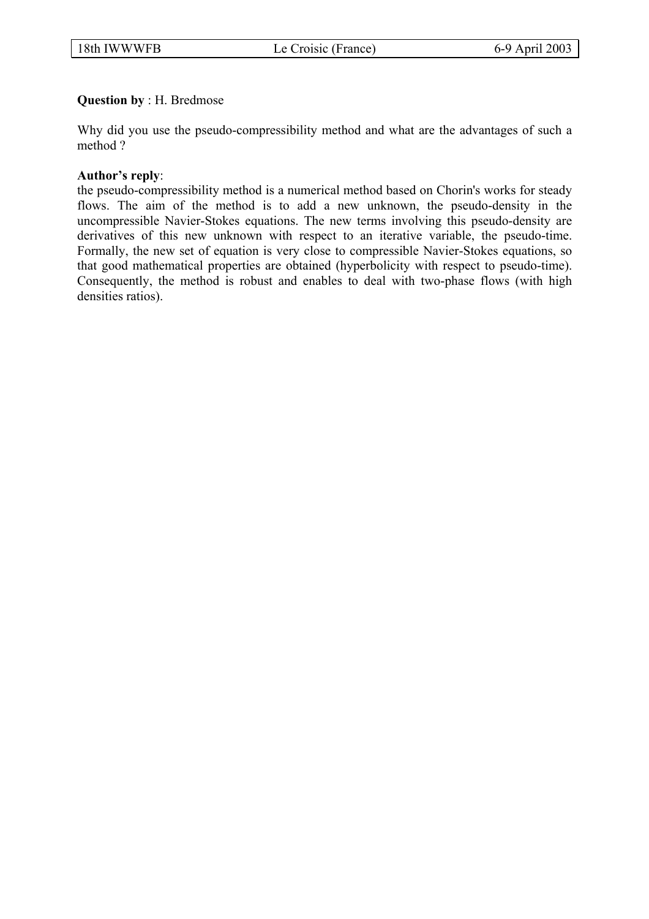**Question by** : H. Bredmose

Why did you use the pseudo-compressibility method and what are the advantages of such a method ?

**Author's reply**:
the pseudo-compressibility method is a numerical method based on Chorin's works for steady flows. The aim of the method is to add a new unknown, the pseudo-density in the uncompressible Navier-Stokes equations. The new terms involving this pseudo-density are derivatives of this new unknown with respect to an iterative variable, the pseudo-time. Formally, the new set of equation is very close to compressible Navier-Stokes equations, so that good mathematical properties are obtained (hyperbolicity with respect to pseudo-time). Consequently, the method is robust and enables to deal with two-phase flows (with high densities ratios).